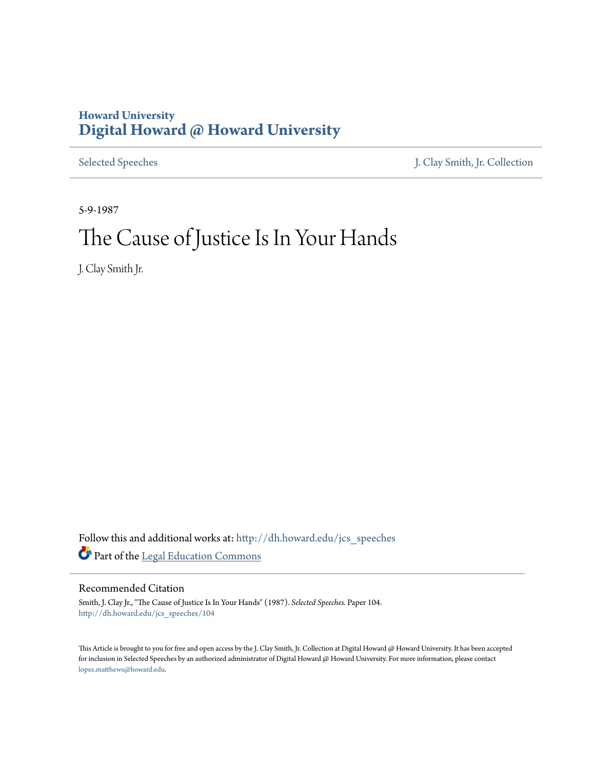Howard University
# Digital Howard @ Howard University

Selected Speeches | J. Clay Smith, Jr. Collection

5-9-1987

# The Cause of Justice Is In Your Hands

J. Clay Smith Jr.

Follow this and additional works at: http://dh.howard.edu/jcs_speeches

Part of the Legal Education Commons

## Recommended Citation

Smith, J. Clay Jr., "The Cause of Justice Is In Your Hands" (1987). *Selected Speeches.* Paper 104.
http://dh.howard.edu/jcs_speeches/104

This Article is brought to you for free and open access by the J. Clay Smith, Jr. Collection at Digital Howard @ Howard University. It has been accepted for inclusion in Selected Speeches by an authorized administrator of Digital Howard @ Howard University. For more information, please contact lopez.matthews@howard.edu.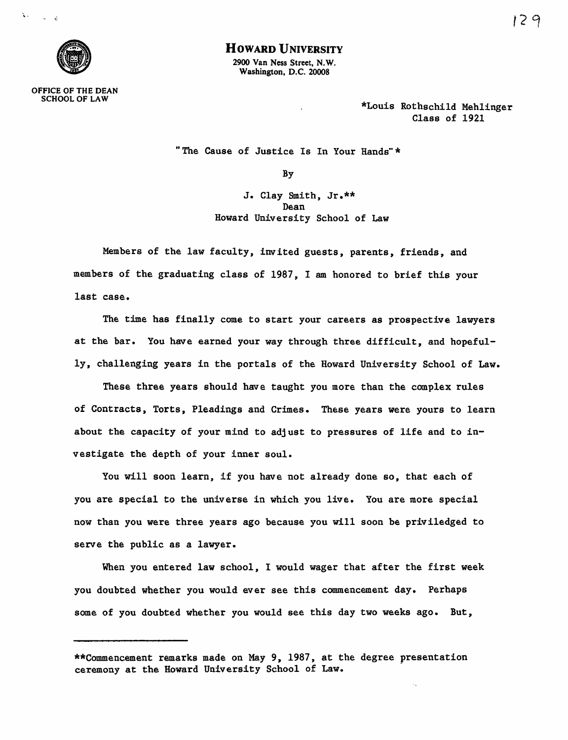# Howard University

2900 Van Ness Street, N.W.
Washington, D.C. 20008

OFFICE OF THE DEAN
SCHOOL OF LAW

*Louis Rothschild Mehlinger
Class of 1921

"The Cause of Justice Is In Your Hands"*

By

J. Clay Smith, Jr.**
Dean
Howard University School of Law

Members of the law faculty, invited guests, parents, friends, and members of the graduating class of 1987, I am honored to brief this your last case.

The time has finally come to start your careers as prospective lawyers at the bar. You have earned your way through three difficult, and hopefully, challenging years in the portals of the Howard University School of Law.

These three years should have taught you more than the complex rules of Contracts, Torts, Pleadings and Crimes. These years were yours to learn about the capacity of your mind to adjust to pressures of life and to investigate the depth of your inner soul.

You will soon learn, if you have not already done so, that each of you are special to the universe in which you live. You are more special now than you were three years ago because you will soon be priviledged to serve the public as a lawyer.

When you entered law school, I would wager that after the first week you doubted whether you would ever see this commencement day. Perhaps some of you doubted whether you would see this day two weeks ago. But,

---

**Commencement remarks made on May 9, 1987, at the degree presentation ceremony at the Howard University School of Law.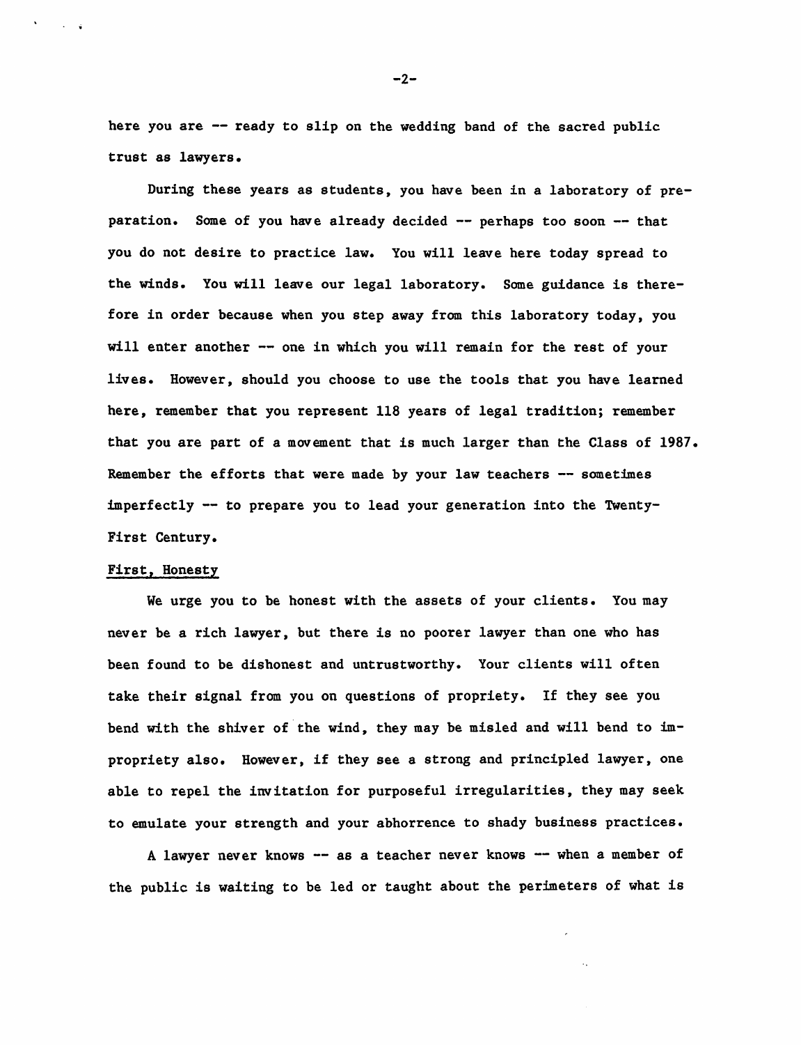here you are -- ready to slip on the wedding band of the sacred public trust as lawyers.

During these years as students, you have been in a laboratory of preparation. Some of you have already decided -- perhaps too soon -- that you do not desire to practice law. You will leave here today spread to the winds. You will leave our legal laboratory. Some guidance is therefore in order because when you step away from this laboratory today, you will enter another -- one in which you will remain for the rest of your lives. However, should you choose to use the tools that you have learned here, remember that you represent 118 years of legal tradition; remember that you are part of a movement that is much larger than the Class of 1987. Remember the efforts that were made by your law teachers -- sometimes imperfectly -- to prepare you to lead your generation into the Twenty-First Century.

First, Honesty

We urge you to be honest with the assets of your clients. You may never be a rich lawyer, but there is no poorer lawyer than one who has been found to be dishonest and untrustworthy. Your clients will often take their signal from you on questions of propriety. If they see you bend with the shiver of the wind, they may be misled and will bend to impropriety also. However, if they see a strong and principled lawyer, one able to repel the invitation for purposeful irregularities, they may seek to emulate your strength and your abhorrence to shady business practices.

A lawyer never knows -- as a teacher never knows -- when a member of the public is waiting to be led or taught about the perimeters of what is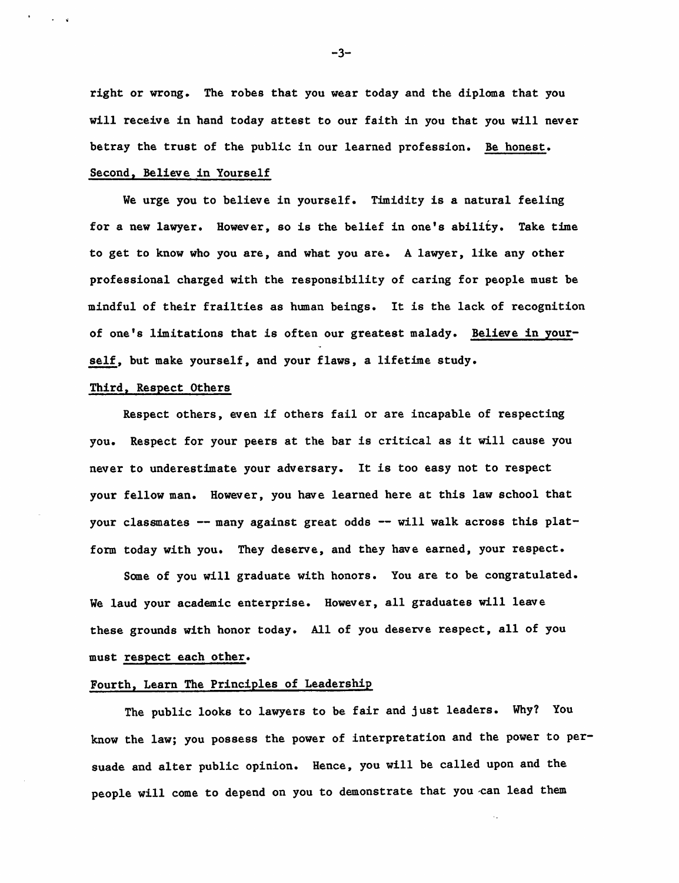right or wrong. The robes that you wear today and the diploma that you will receive in hand today attest to our faith in you that you will never betray the trust of the public in our learned profession. Be honest.

### Second, Believe in Yourself

We urge you to believe in yourself. Timidity is a natural feeling for a new lawyer. However, so is the belief in one's ability. Take time to get to know who you are, and what you are. A lawyer, like any other professional charged with the responsibility of caring for people must be mindful of their frailties as human beings. It is the lack of recognition of one's limitations that is often our greatest malady. Believe in yourself, but make yourself, and your flaws, a lifetime study.

### Third, Respect Others

Respect others, even if others fail or are incapable of respecting you. Respect for your peers at the bar is critical as it will cause you never to underestimate your adversary. It is too easy not to respect your fellow man. However, you have learned here at this law school that your classmates -- many against great odds -- will walk across this platform today with you. They deserve, and they have earned, your respect.

Some of you will graduate with honors. You are to be congratulated. We laud your academic enterprise. However, all graduates will leave these grounds with honor today. All of you deserve respect, all of you must respect each other.

### Fourth, Learn The Principles of Leadership

The public looks to lawyers to be fair and just leaders. Why? You know the law; you possess the power of interpretation and the power to persuade and alter public opinion. Hence, you will be called upon and the people will come to depend on you to demonstrate that you can lead them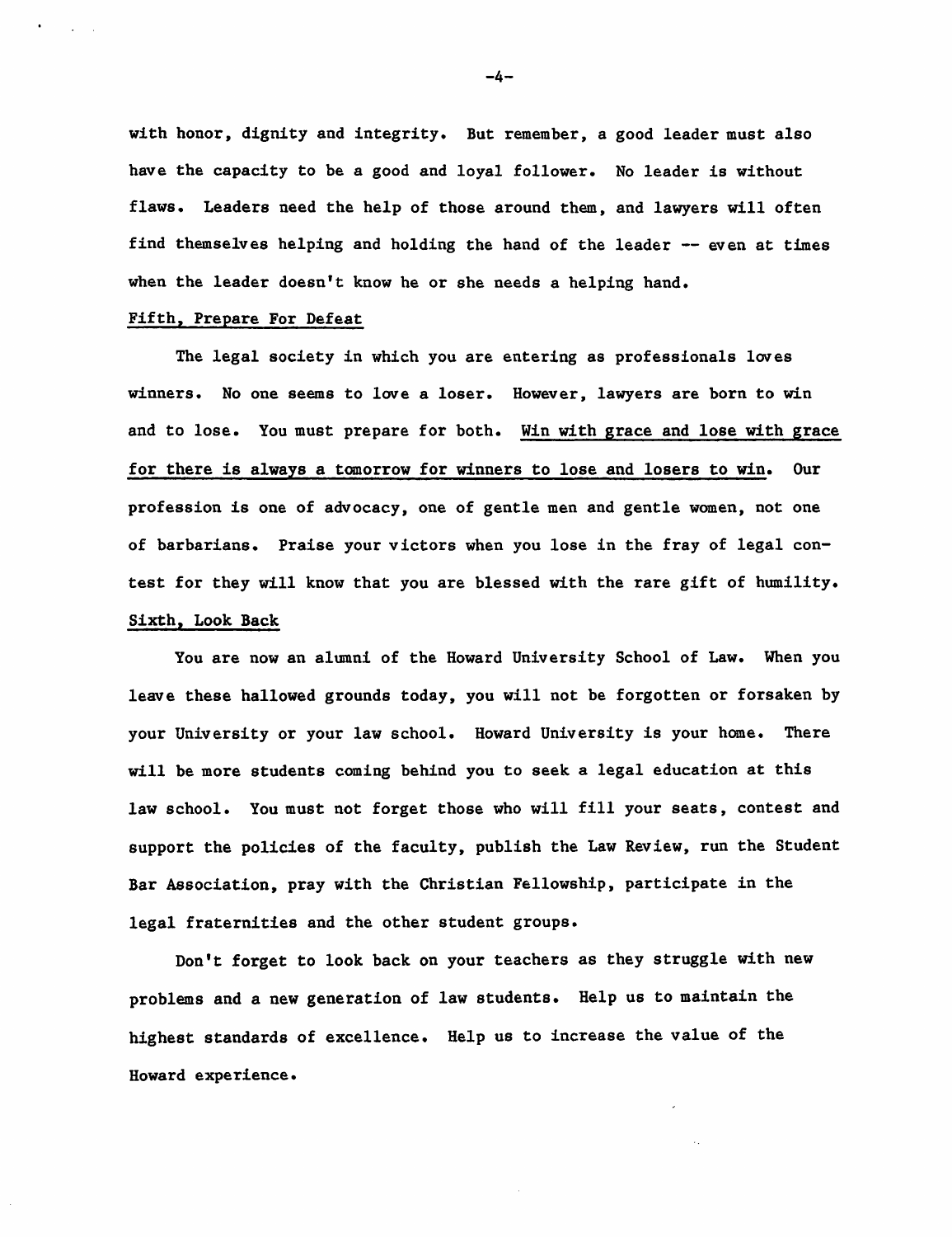with honor, dignity and integrity. But remember, a good leader must also have the capacity to be a good and loyal follower. No leader is without flaws. Leaders need the help of those around them, and lawyers will often find themselves helping and holding the hand of the leader -- even at times when the leader doesn't know he or she needs a helping hand.

Fifth, Prepare For Defeat

The legal society in which you are entering as professionals loves winners. No one seems to love a loser. However, lawyers are born to win and to lose. You must prepare for both. Win with grace and lose with grace for there is always a tomorrow for winners to lose and losers to win. Our profession is one of advocacy, one of gentle men and gentle women, not one of barbarians. Praise your victors when you lose in the fray of legal contest for they will know that you are blessed with the rare gift of humility.

Sixth, Look Back

You are now an alumni of the Howard University School of Law. When you leave these hallowed grounds today, you will not be forgotten or forsaken by your University or your law school. Howard University is your home. There will be more students coming behind you to seek a legal education at this law school. You must not forget those who will fill your seats, contest and support the policies of the faculty, publish the Law Review, run the Student Bar Association, pray with the Christian Fellowship, participate in the legal fraternities and the other student groups.

Don't forget to look back on your teachers as they struggle with new problems and a new generation of law students. Help us to maintain the highest standards of excellence. Help us to increase the value of the Howard experience.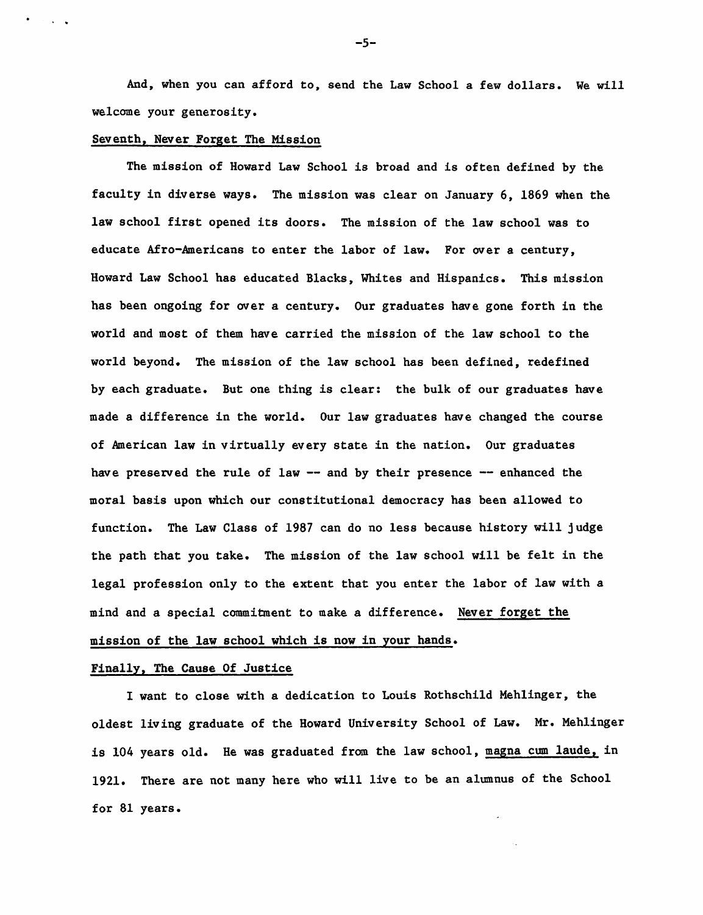And, when you can afford to, send the Law School a few dollars. We will welcome your generosity.

## Seventh, Never Forget The Mission

The mission of Howard Law School is broad and is often defined by the faculty in diverse ways. The mission was clear on January 6, 1869 when the law school first opened its doors. The mission of the law school was to educate Afro-Americans to enter the labor of law. For over a century, Howard Law School has educated Blacks, Whites and Hispanics. This mission has been ongoing for over a century. Our graduates have gone forth in the world and most of them have carried the mission of the law school to the world beyond. The mission of the law school has been defined, redefined by each graduate. But one thing is clear: the bulk of our graduates have made a difference in the world. Our law graduates have changed the course of American law in virtually every state in the nation. Our graduates have preserved the rule of law -- and by their presence -- enhanced the moral basis upon which our constitutional democracy has been allowed to function. The Law Class of 1987 can do no less because history will judge the path that you take. The mission of the law school will be felt in the legal profession only to the extent that you enter the labor of law with a mind and a special commitment to make a difference. Never forget the mission of the law school which is now in your hands.

## Finally, The Cause Of Justice

I want to close with a dedication to Louis Rothschild Mehlinger, the oldest living graduate of the Howard University School of Law. Mr. Mehlinger is 104 years old. He was graduated from the law school, *magna cum laude*, in 1921. There are not many here who will live to be an alumnus of the School for 81 years.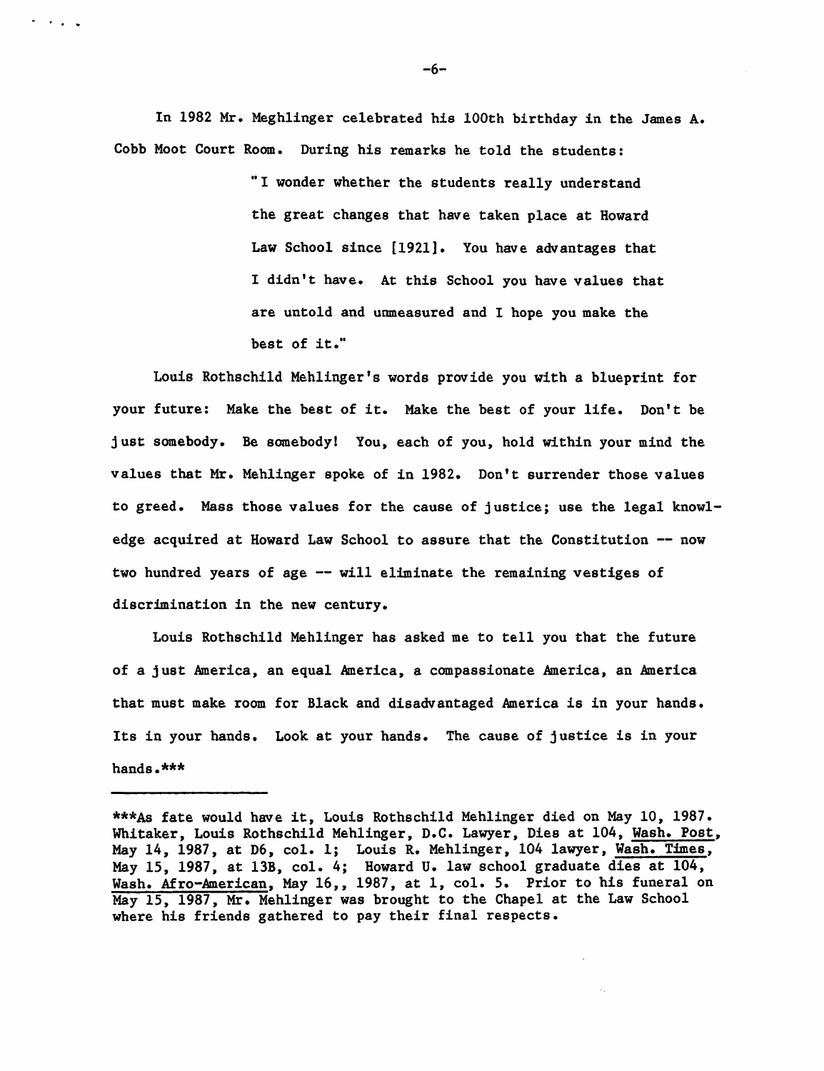In 1982 Mr. Meghlinger celebrated his 100th birthday in the James A. Cobb Moot Court Room. During his remarks he told the students:

> "I wonder whether the students really understand the great changes that have taken place at Howard Law School since [1921]. You have advantages that I didn't have. At this School you have values that are untold and unmeasured and I hope you make the best of it."

Louis Rothschild Mehlinger's words provide you with a blueprint for your future: Make the best of it. Make the best of your life. Don't be just somebody. Be somebody! You, each of you, hold within your mind the values that Mr. Mehlinger spoke of in 1982. Don't surrender those values to greed. Mass those values for the cause of justice; use the legal knowledge acquired at Howard Law School to assure that the Constitution -- now two hundred years of age -- will eliminate the remaining vestiges of discrimination in the new century.

Louis Rothschild Mehlinger has asked me to tell you that the future of a just America, an equal America, a compassionate America, an America that must make room for Black and disadvantaged America is in your hands. Its in your hands. Look at your hands. The cause of justice is in your hands.***

---

***As fate would have it, Louis Rothschild Mehlinger died on May 10, 1987. Whitaker, Louis Rothschild Mehlinger, D.C. Lawyer, Dies at 104, Wash. Post, May 14, 1987, at D6, col. 1; Louis R. Mehlinger, 104 lawyer, Wash. Times, May 15, 1987, at 13B, col. 4; Howard U. law school graduate dies at 104, Wash. Afro-American, May 16,, 1987, at 1, col. 5. Prior to his funeral on May 15, 1987, Mr. Mehlinger was brought to the Chapel at the Law School where his friends gathered to pay their final respects.